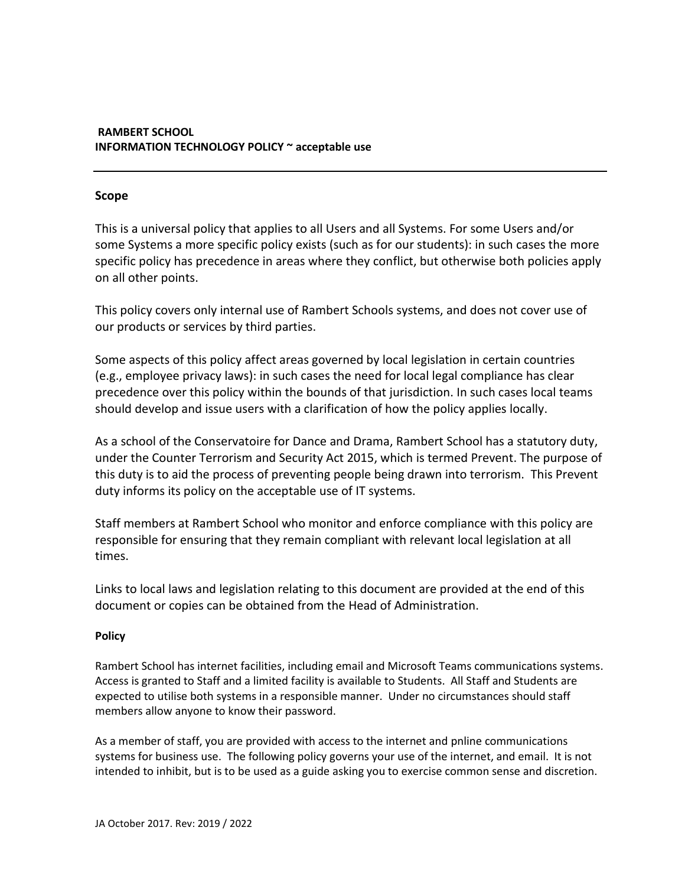**RAMBERT SCHOOL**
**INFORMATION TECHNOLOGY POLICY ~ acceptable use**

---

## Scope

This is a universal policy that applies to all Users and all Systems. For some Users and/or some Systems a more specific policy exists (such as for our students): in such cases the more specific policy has precedence in areas where they conflict, but otherwise both policies apply on all other points.

This policy covers only internal use of Rambert Schools systems, and does not cover use of our products or services by third parties.

Some aspects of this policy affect areas governed by local legislation in certain countries (e.g., employee privacy laws): in such cases the need for local legal compliance has clear precedence over this policy within the bounds of that jurisdiction. In such cases local teams should develop and issue users with a clarification of how the policy applies locally.

As a school of the Conservatoire for Dance and Drama, Rambert School has a statutory duty, under the Counter Terrorism and Security Act 2015, which is termed Prevent. The purpose of this duty is to aid the process of preventing people being drawn into terrorism. This Prevent duty informs its policy on the acceptable use of IT systems.

Staff members at Rambert School who monitor and enforce compliance with this policy are responsible for ensuring that they remain compliant with relevant local legislation at all times.

Links to local laws and legislation relating to this document are provided at the end of this document or copies can be obtained from the Head of Administration.

### Policy

Rambert School has internet facilities, including email and Microsoft Teams communications systems. Access is granted to Staff and a limited facility is available to Students. All Staff and Students are expected to utilise both systems in a responsible manner. Under no circumstances should staff members allow anyone to know their password.

As a member of staff, you are provided with access to the internet and pnline communications systems for business use. The following policy governs your use of the internet, and email. It is not intended to inhibit, but is to be used as a guide asking you to exercise common sense and discretion.

JA October 2017. Rev: 2019 / 2022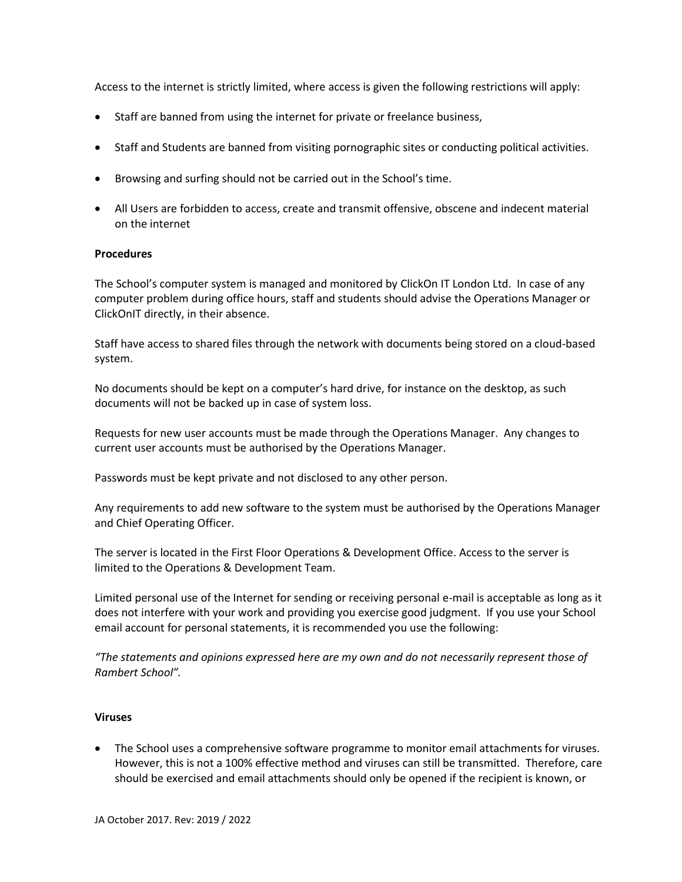Access to the internet is strictly limited, where access is given the following restrictions will apply:

- Staff are banned from using the internet for private or freelance business,
- Staff and Students are banned from visiting pornographic sites or conducting political activities.
- Browsing and surfing should not be carried out in the School's time.
- All Users are forbidden to access, create and transmit offensive, obscene and indecent material on the internet

**Procedures**

The School's computer system is managed and monitored by ClickOn IT London Ltd. In case of any computer problem during office hours, staff and students should advise the Operations Manager or ClickOnIT directly, in their absence.

Staff have access to shared files through the network with documents being stored on a cloud-based system.

No documents should be kept on a computer's hard drive, for instance on the desktop, as such documents will not be backed up in case of system loss.

Requests for new user accounts must be made through the Operations Manager. Any changes to current user accounts must be authorised by the Operations Manager.

Passwords must be kept private and not disclosed to any other person.

Any requirements to add new software to the system must be authorised by the Operations Manager and Chief Operating Officer.

The server is located in the First Floor Operations & Development Office. Access to the server is limited to the Operations & Development Team.

Limited personal use of the Internet for sending or receiving personal e-mail is acceptable as long as it does not interfere with your work and providing you exercise good judgment. If you use your School email account for personal statements, it is recommended you use the following:

*"The statements and opinions expressed here are my own and do not necessarily represent those of Rambert School".*

**Viruses**

- The School uses a comprehensive software programme to monitor email attachments for viruses. However, this is not a 100% effective method and viruses can still be transmitted. Therefore, care should be exercised and email attachments should only be opened if the recipient is known, or

JA October 2017. Rev: 2019 / 2022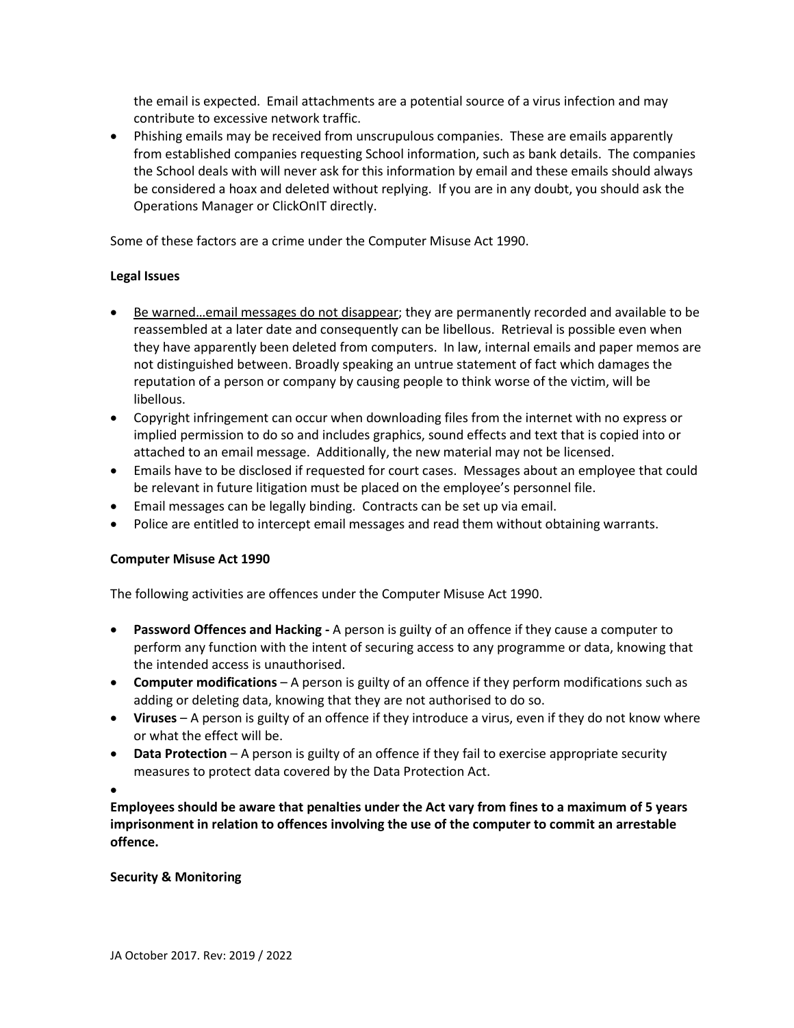the email is expected. Email attachments are a potential source of a virus infection and may contribute to excessive network traffic.

- Phishing emails may be received from unscrupulous companies. These are emails apparently from established companies requesting School information, such as bank details. The companies the School deals with will never ask for this information by email and these emails should always be considered a hoax and deleted without replying. If you are in any doubt, you should ask the Operations Manager or ClickOnIT directly.

Some of these factors are a crime under the Computer Misuse Act 1990.

**Legal Issues**

- <u>Be warned…email messages do not disappear</u>; they are permanently recorded and available to be reassembled at a later date and consequently can be libellous. Retrieval is possible even when they have apparently been deleted from computers. In law, internal emails and paper memos are not distinguished between. Broadly speaking an untrue statement of fact which damages the reputation of a person or company by causing people to think worse of the victim, will be libellous.
- Copyright infringement can occur when downloading files from the internet with no express or implied permission to do so and includes graphics, sound effects and text that is copied into or attached to an email message. Additionally, the new material may not be licensed.
- Emails have to be disclosed if requested for court cases. Messages about an employee that could be relevant in future litigation must be placed on the employee's personnel file.
- Email messages can be legally binding. Contracts can be set up via email.
- Police are entitled to intercept email messages and read them without obtaining warrants.

**Computer Misuse Act 1990**

The following activities are offences under the Computer Misuse Act 1990.

- **Password Offences and Hacking -** A person is guilty of an offence if they cause a computer to perform any function with the intent of securing access to any programme or data, knowing that the intended access is unauthorised.
- **Computer modifications** – A person is guilty of an offence if they perform modifications such as adding or deleting data, knowing that they are not authorised to do so.
- **Viruses** – A person is guilty of an offence if they introduce a virus, even if they do not know where or what the effect will be.
- **Data Protection** – A person is guilty of an offence if they fail to exercise appropriate security measures to protect data covered by the Data Protection Act.

**Employees should be aware that penalties under the Act vary from fines to a maximum of 5 years imprisonment in relation to offences involving the use of the computer to commit an arrestable offence.**

**Security & Monitoring**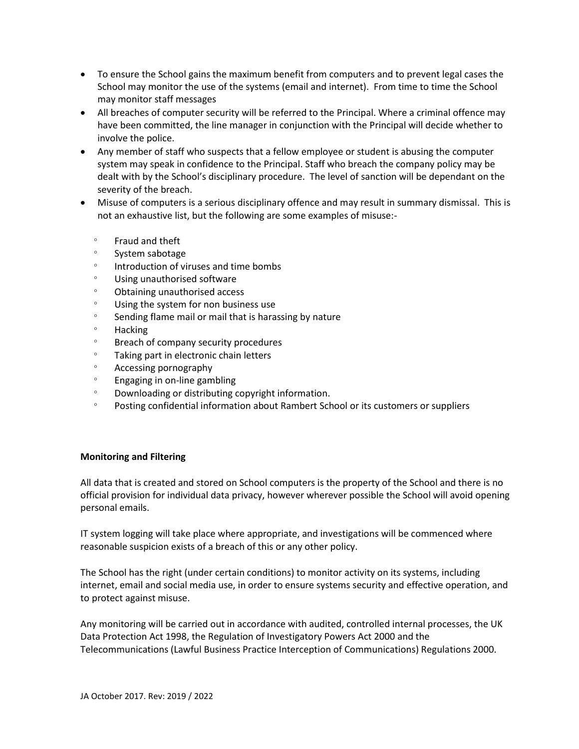- To ensure the School gains the maximum benefit from computers and to prevent legal cases the School may monitor the use of the systems (email and internet). From time to time the School may monitor staff messages
- All breaches of computer security will be referred to the Principal. Where a criminal offence may have been committed, the line manager in conjunction with the Principal will decide whether to involve the police.
- Any member of staff who suspects that a fellow employee or student is abusing the computer system may speak in confidence to the Principal. Staff who breach the company policy may be dealt with by the School's disciplinary procedure. The level of sanction will be dependant on the severity of the breach.
- Misuse of computers is a serious disciplinary offence and may result in summary dismissal. This is not an exhaustive list, but the following are some examples of misuse:-
    - Fraud and theft
    - System sabotage
    - Introduction of viruses and time bombs
    - Using unauthorised software
    - Obtaining unauthorised access
    - Using the system for non business use
    - Sending flame mail or mail that is harassing by nature
    - Hacking
    - Breach of company security procedures
    - Taking part in electronic chain letters
    - Accessing pornography
    - Engaging in on-line gambling
    - Downloading or distributing copyright information.
    - Posting confidential information about Rambert School or its customers or suppliers

**Monitoring and Filtering**

All data that is created and stored on School computers is the property of the School and there is no official provision for individual data privacy, however wherever possible the School will avoid opening personal emails.

IT system logging will take place where appropriate, and investigations will be commenced where reasonable suspicion exists of a breach of this or any other policy.

The School has the right (under certain conditions) to monitor activity on its systems, including internet, email and social media use, in order to ensure systems security and effective operation, and to protect against misuse.

Any monitoring will be carried out in accordance with audited, controlled internal processes, the UK Data Protection Act 1998, the Regulation of Investigatory Powers Act 2000 and the Telecommunications (Lawful Business Practice Interception of Communications) Regulations 2000.

JA October 2017. Rev: 2019 / 2022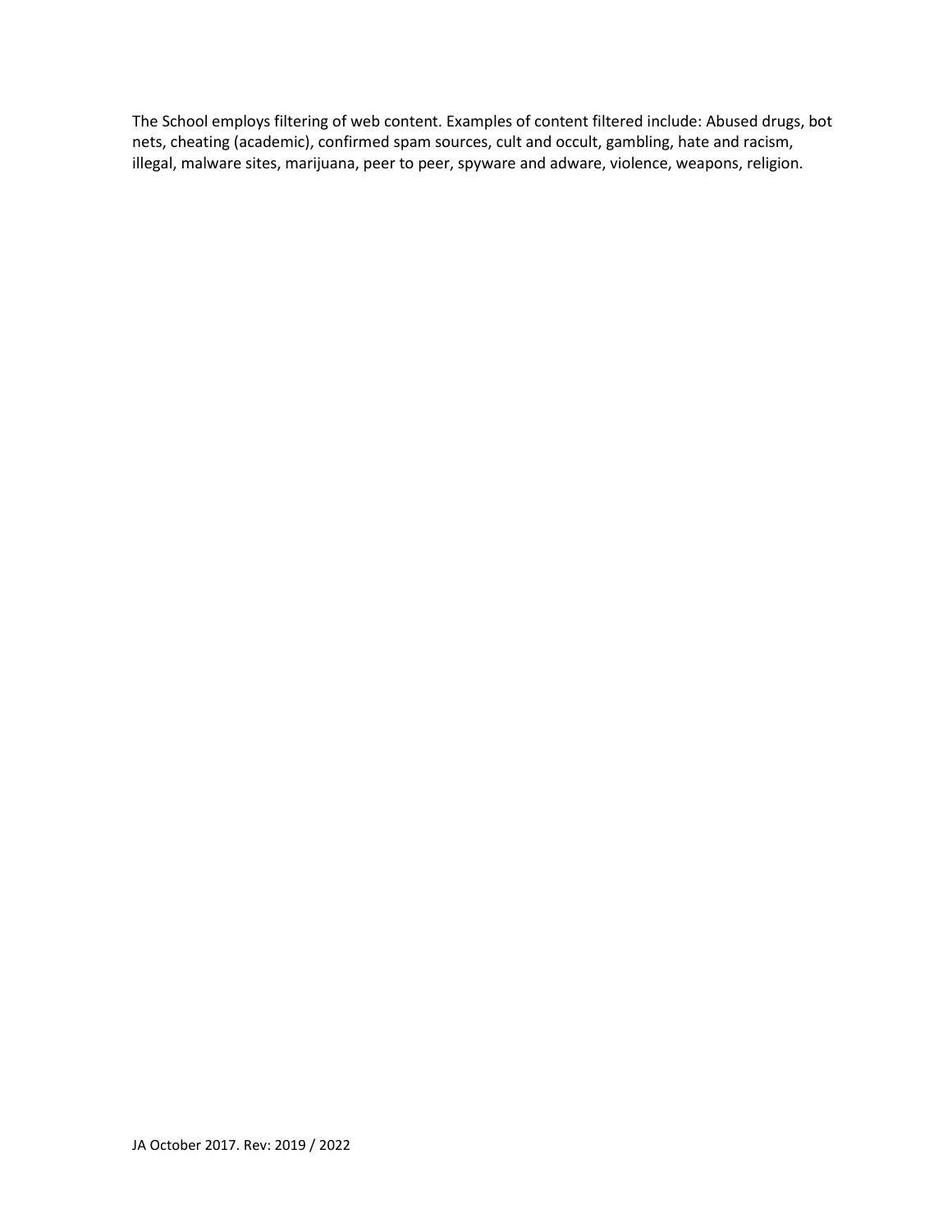The School employs filtering of web content. Examples of content filtered include: Abused drugs, bot nets, cheating (academic), confirmed spam sources, cult and occult, gambling, hate and racism, illegal, malware sites, marijuana, peer to peer, spyware and adware, violence, weapons, religion.